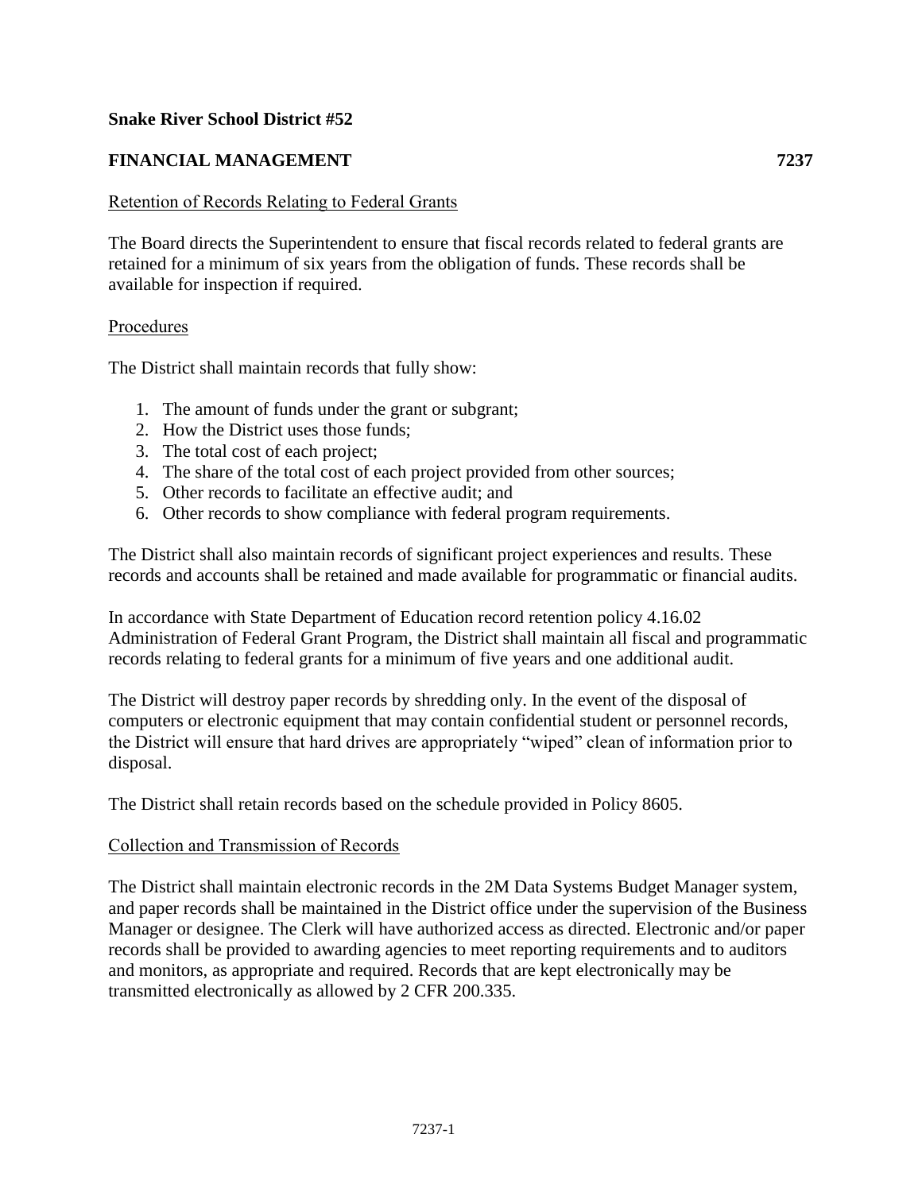**Snake River School District #52**

## FINANCIAL MANAGEMENT 7237

Retention of Records Relating to Federal Grants

The Board directs the Superintendent to ensure that fiscal records related to federal grants are retained for a minimum of six years from the obligation of funds. These records shall be available for inspection if required.

Procedures

The District shall maintain records that fully show:

1. The amount of funds under the grant or subgrant;
2. How the District uses those funds;
3. The total cost of each project;
4. The share of the total cost of each project provided from other sources;
5. Other records to facilitate an effective audit; and
6. Other records to show compliance with federal program requirements.

The District shall also maintain records of significant project experiences and results. These records and accounts shall be retained and made available for programmatic or financial audits.

In accordance with State Department of Education record retention policy 4.16.02 Administration of Federal Grant Program, the District shall maintain all fiscal and programmatic records relating to federal grants for a minimum of five years and one additional audit.

The District will destroy paper records by shredding only. In the event of the disposal of computers or electronic equipment that may contain confidential student or personnel records, the District will ensure that hard drives are appropriately "wiped" clean of information prior to disposal.

The District shall retain records based on the schedule provided in Policy 8605.

Collection and Transmission of Records

The District shall maintain electronic records in the 2M Data Systems Budget Manager system, and paper records shall be maintained in the District office under the supervision of the Business Manager or designee. The Clerk will have authorized access as directed. Electronic and/or paper records shall be provided to awarding agencies to meet reporting requirements and to auditors and monitors, as appropriate and required. Records that are kept electronically may be transmitted electronically as allowed by 2 CFR 200.335.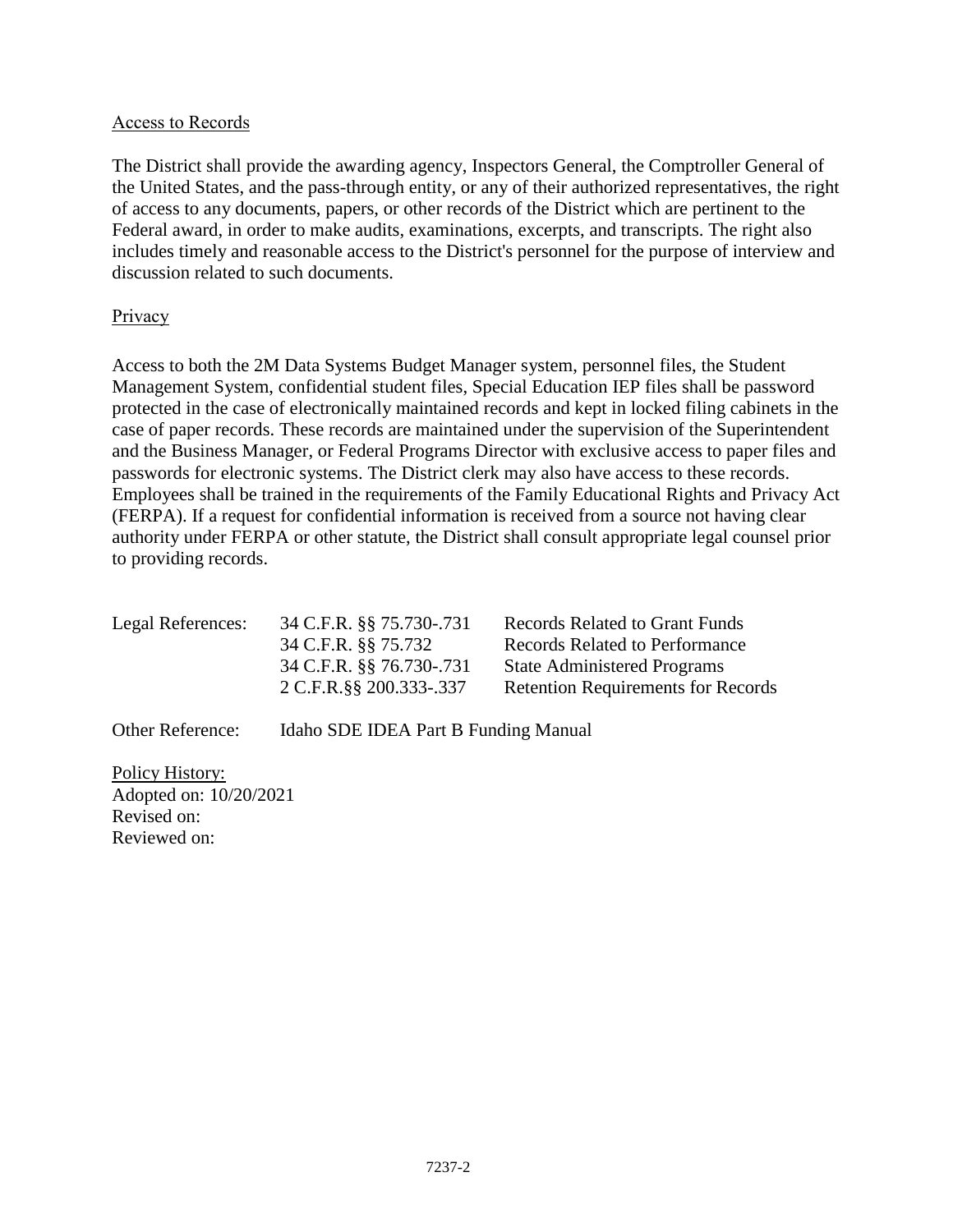<u>Access to Records</u>

The District shall provide the awarding agency, Inspectors General, the Comptroller General of the United States, and the pass-through entity, or any of their authorized representatives, the right of access to any documents, papers, or other records of the District which are pertinent to the Federal award, in order to make audits, examinations, excerpts, and transcripts. The right also includes timely and reasonable access to the District's personnel for the purpose of interview and discussion related to such documents.

<u>Privacy</u>

Access to both the 2M Data Systems Budget Manager system, personnel files, the Student Management System, confidential student files, Special Education IEP files shall be password protected in the case of electronically maintained records and kept in locked filing cabinets in the case of paper records. These records are maintained under the supervision of the Superintendent and the Business Manager, or Federal Programs Director with exclusive access to paper files and passwords for electronic systems. The District clerk may also have access to these records. Employees shall be trained in the requirements of the Family Educational Rights and Privacy Act (FERPA). If a request for confidential information is received from a source not having clear authority under FERPA or other statute, the District shall consult appropriate legal counsel prior to providing records.

| | | |
|---|---|---|
| Legal References: | 34 C.F.R. §§ 75.730-.731 | Records Related to Grant Funds |
| | 34 C.F.R. §§ 75.732 | Records Related to Performance |
| | 34 C.F.R. §§ 76.730-.731 | State Administered Programs |
| | 2 C.F.R.§§ 200.333-.337 | Retention Requirements for Records |

Other Reference: Idaho SDE IDEA Part B Funding Manual

<u>Policy History:</u>
Adopted on: 10/20/2021
Revised on:
Reviewed on: